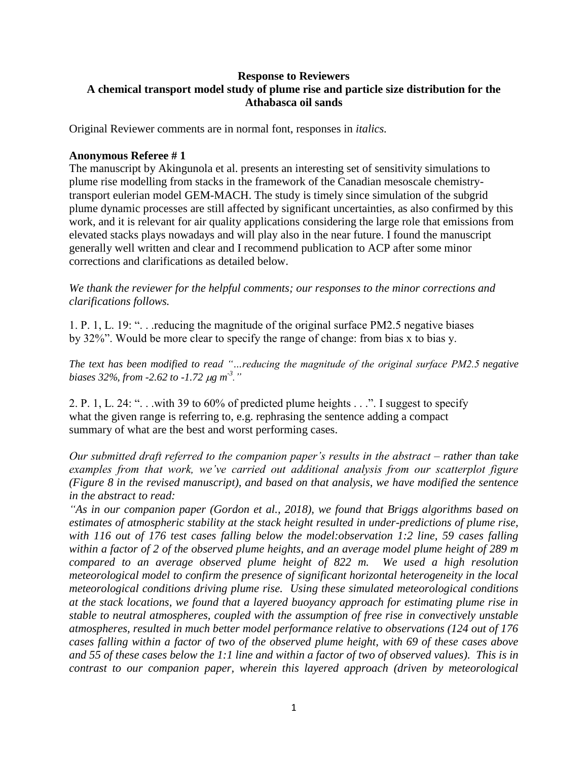**Response to Reviewers**
**A chemical transport model study of plume rise and particle size distribution for the Athabasca oil sands**

Original Reviewer comments are in normal font, responses in *italics.*

**Anonymous Referee # 1**

The manuscript by Akingunola et al. presents an interesting set of sensitivity simulations to plume rise modelling from stacks in the framework of the Canadian mesoscale chemistry-transport eulerian model GEM-MACH. The study is timely since simulation of the subgrid plume dynamic processes are still affected by significant uncertainties, as also confirmed by this work, and it is relevant for air quality applications considering the large role that emissions from elevated stacks plays nowadays and will play also in the near future. I found the manuscript generally well written and clear and I recommend publication to ACP after some minor corrections and clarifications as detailed below.

*We thank the reviewer for the helpful comments; our responses to the minor corrections and clarifications follows.*

1. P. 1, L. 19: ". . .reducing the magnitude of the original surface PM2.5 negative biases by 32%". Would be more clear to specify the range of change: from bias x to bias y.

*The text has been modified to read "…reducing the magnitude of the original surface PM2.5 negative biases 32%, from -2.62 to -1.72 $\mu g\ m^{-3}$."*

2. P. 1, L. 24: ". . .with 39 to 60% of predicted plume heights . . .". I suggest to specify what the given range is referring to, e.g. rephrasing the sentence adding a compact summary of what are the best and worst performing cases.

*Our submitted draft referred to the companion paper's results in the abstract – rather than take examples from that work, we've carried out additional analysis from our scatterplot figure (Figure 8 in the revised manuscript), and based on that analysis, we have modified the sentence in the abstract to read:*

*"As in our companion paper (Gordon et al., 2018), we found that Briggs algorithms based on estimates of atmospheric stability at the stack height resulted in under-predictions of plume rise, with 116 out of 176 test cases falling below the model:observation 1:2 line, 59 cases falling within a factor of 2 of the observed plume heights, and an average model plume height of 289 m compared to an average observed plume height of 822 m. We used a high resolution meteorological model to confirm the presence of significant horizontal heterogeneity in the local meteorological conditions driving plume rise. Using these simulated meteorological conditions at the stack locations, we found that a layered buoyancy approach for estimating plume rise in stable to neutral atmospheres, coupled with the assumption of free rise in convectively unstable atmospheres, resulted in much better model performance relative to observations (124 out of 176 cases falling within a factor of two of the observed plume height, with 69 of these cases above and 55 of these cases below the 1:1 line and within a factor of two of observed values). This is in contrast to our companion paper, wherein this layered approach (driven by meteorological*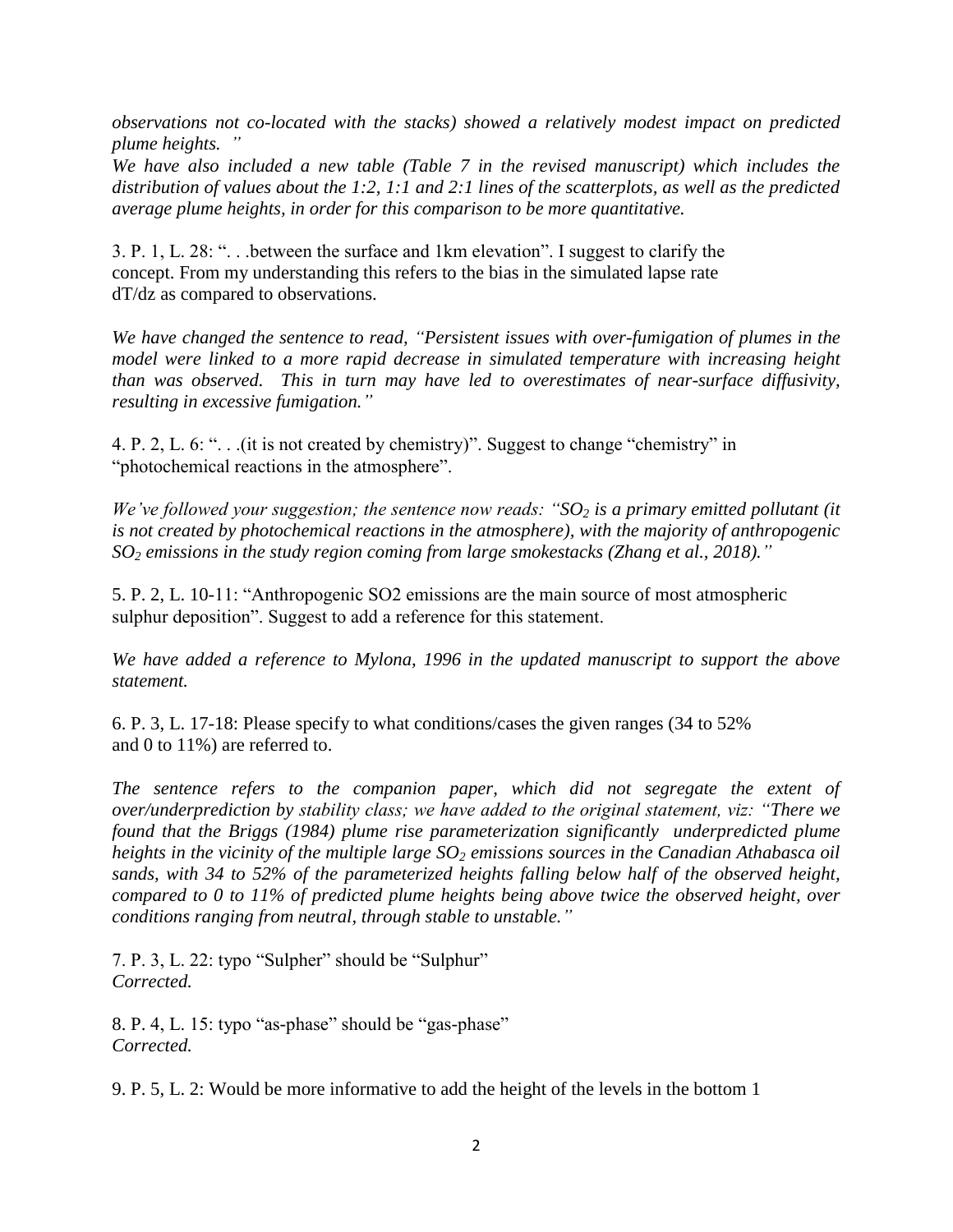*observations not co-located with the stacks) showed a relatively modest impact on predicted plume heights. "*

*We have also included a new table (Table 7 in the revised manuscript) which includes the distribution of values about the 1:2, 1:1 and 2:1 lines of the scatterplots, as well as the predicted average plume heights, in order for this comparison to be more quantitative.*

3. P. 1, L. 28: ". . .between the surface and 1km elevation". I suggest to clarify the concept. From my understanding this refers to the bias in the simulated lapse rate dT/dz as compared to observations.

*We have changed the sentence to read, "Persistent issues with over-fumigation of plumes in the model were linked to a more rapid decrease in simulated temperature with increasing height than was observed. This in turn may have led to overestimates of near-surface diffusivity, resulting in excessive fumigation."*

4. P. 2, L. 6: ". . .(it is not created by chemistry)". Suggest to change "chemistry" in "photochemical reactions in the atmosphere".

*We've followed your suggestion; the sentence now reads: "$SO_2$ is a primary emitted pollutant (it is not created by photochemical reactions in the atmosphere), with the majority of anthropogenic $SO_2$ emissions in the study region coming from large smokestacks (Zhang et al., 2018)."*

5. P. 2, L. 10-11: "Anthropogenic SO2 emissions are the main source of most atmospheric sulphur deposition". Suggest to add a reference for this statement.

*We have added a reference to Mylona, 1996 in the updated manuscript to support the above statement.*

6. P. 3, L. 17-18: Please specify to what conditions/cases the given ranges (34 to 52% and 0 to 11%) are referred to.

*The sentence refers to the companion paper, which did not segregate the extent of over/underprediction by stability class; we have added to the original statement, viz: "There we found that the Briggs (1984) plume rise parameterization significantly underpredicted plume heights in the vicinity of the multiple large $SO_2$ emissions sources in the Canadian Athabasca oil sands, with 34 to 52% of the parameterized heights falling below half of the observed height, compared to 0 to 11% of predicted plume heights being above twice the observed height, over conditions ranging from neutral, through stable to unstable."*

7. P. 3, L. 22: typo "Sulpher" should be "Sulphur"
*Corrected.*

8. P. 4, L. 15: typo "as-phase" should be "gas-phase"
*Corrected.*

9. P. 5, L. 2: Would be more informative to add the height of the levels in the bottom 1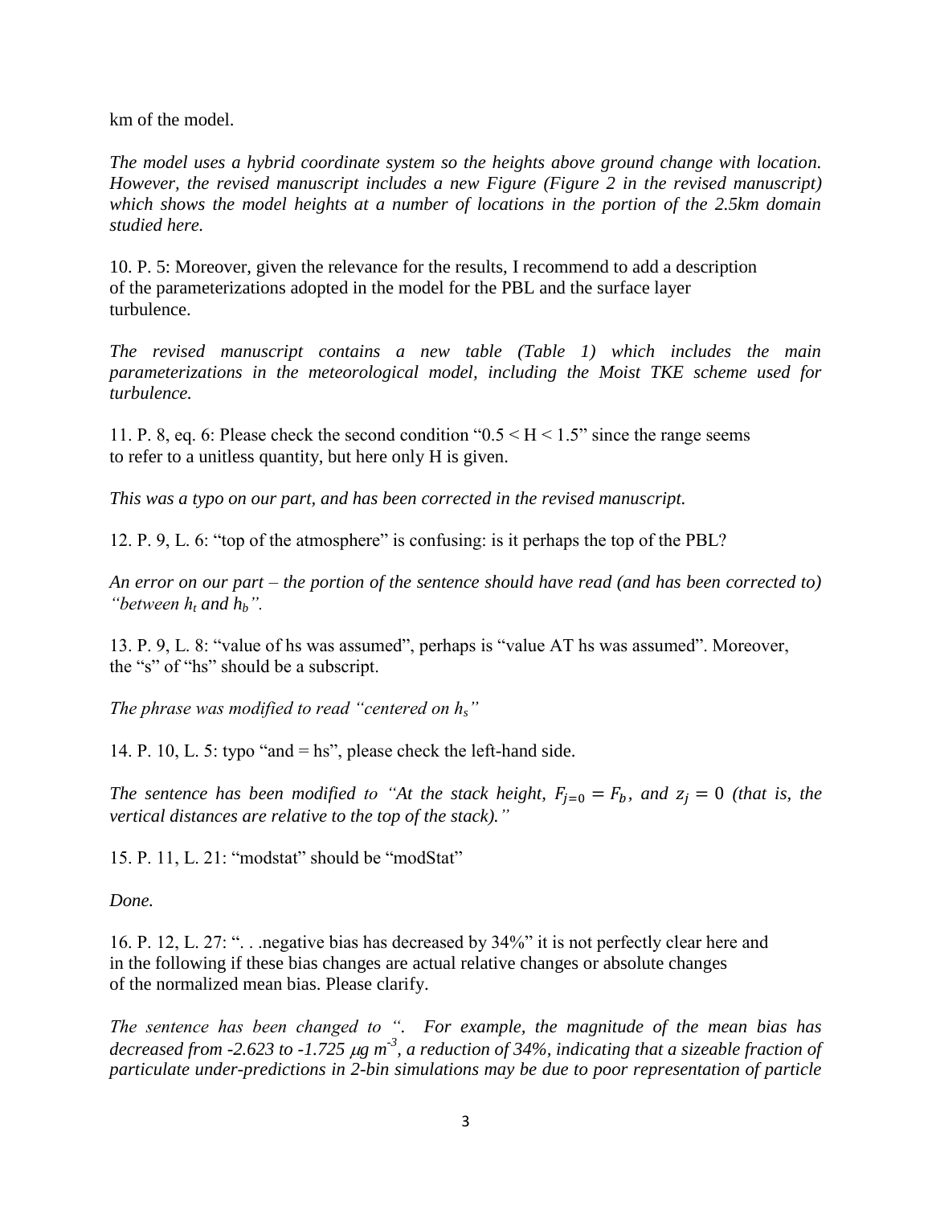km of the model.

*The model uses a hybrid coordinate system so the heights above ground change with location. However, the revised manuscript includes a new Figure (Figure 2 in the revised manuscript) which shows the model heights at a number of locations in the portion of the 2.5km domain studied here.*

10. P. 5: Moreover, given the relevance for the results, I recommend to add a description of the parameterizations adopted in the model for the PBL and the surface layer turbulence.

*The revised manuscript contains a new table (Table 1) which includes the main parameterizations in the meteorological model, including the Moist TKE scheme used for turbulence.*

11. P. 8, eq. 6: Please check the second condition "0.5 < H < 1.5" since the range seems to refer to a unitless quantity, but here only H is given.

*This was a typo on our part, and has been corrected in the revised manuscript.*

12. P. 9, L. 6: "top of the atmosphere" is confusing: is it perhaps the top of the PBL?

*An error on our part – the portion of the sentence should have read (and has been corrected to) "between $h_t$ and $h_b$".*

13. P. 9, L. 8: "value of hs was assumed", perhaps is "value AT hs was assumed". Moreover, the "s" of "hs" should be a subscript.

*The phrase was modified to read "centered on $h_s$"*

14. P. 10, L. 5: typo "and = hs", please check the left-hand side.

*The sentence has been modified to "At the stack height, $F_{j=0} = F_b$, and $z_j = 0$ (that is, the vertical distances are relative to the top of the stack)."*

15. P. 11, L. 21: "modstat" should be "modStat"

*Done.*

16. P. 12, L. 27: ". . .negative bias has decreased by 34%" it is not perfectly clear here and in the following if these bias changes are actual relative changes or absolute changes of the normalized mean bias. Please clarify.

*The sentence has been changed to ". For example, the magnitude of the mean bias has decreased from -2.623 to -1.725 $\mu g\ m^{-3}$, a reduction of 34%, indicating that a sizeable fraction of particulate under-predictions in 2-bin simulations may be due to poor representation of particle*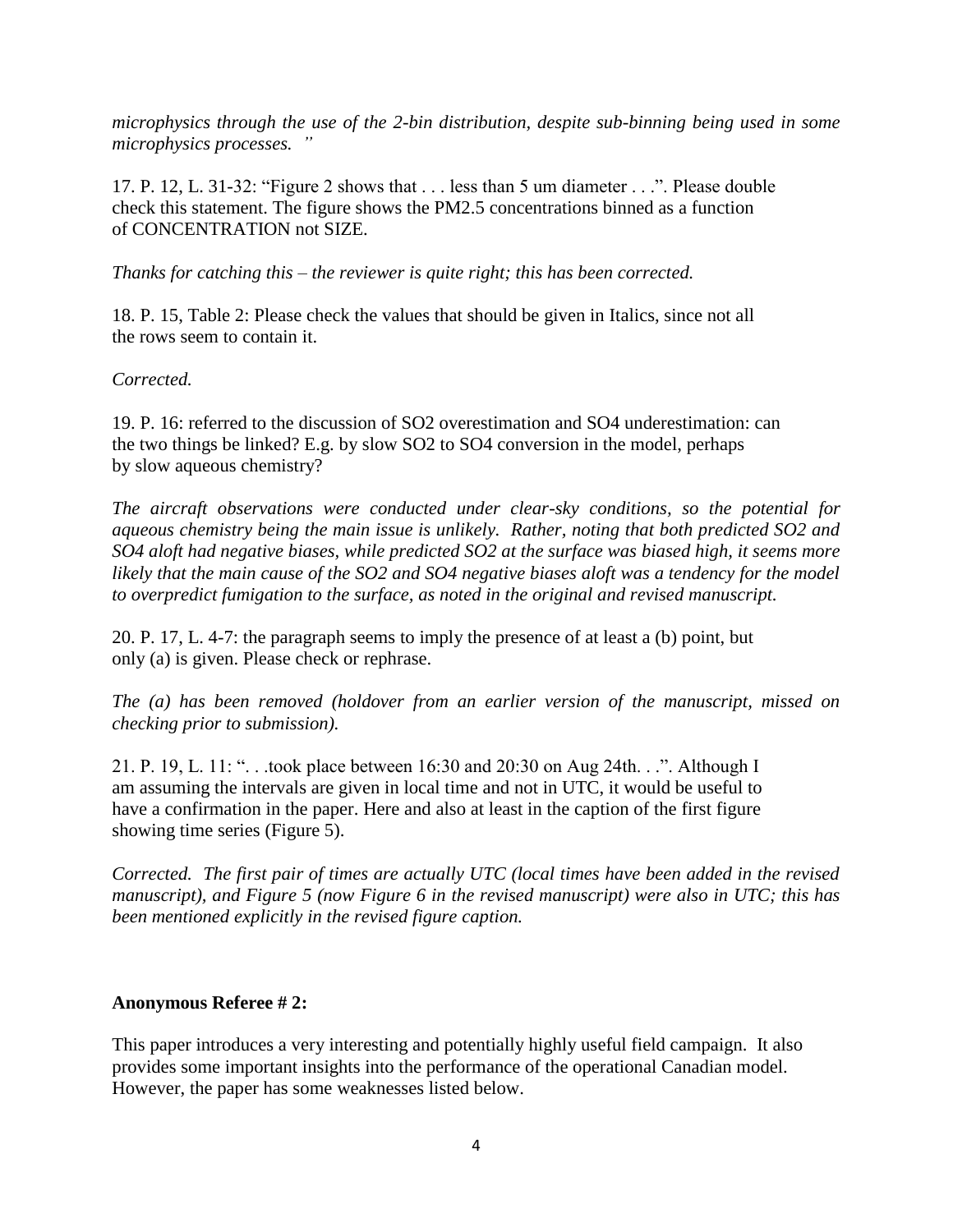*microphysics through the use of the 2-bin distribution, despite sub-binning being used in some microphysics processes. "*

17. P. 12, L. 31-32: "Figure 2 shows that . . . less than 5 um diameter . . .". Please double check this statement. The figure shows the PM2.5 concentrations binned as a function of CONCENTRATION not SIZE.

*Thanks for catching this – the reviewer is quite right; this has been corrected.*

18. P. 15, Table 2: Please check the values that should be given in Italics, since not all the rows seem to contain it.

*Corrected.*

19. P. 16: referred to the discussion of SO2 overestimation and SO4 underestimation: can the two things be linked? E.g. by slow SO2 to SO4 conversion in the model, perhaps by slow aqueous chemistry?

*The aircraft observations were conducted under clear-sky conditions, so the potential for aqueous chemistry being the main issue is unlikely. Rather, noting that both predicted SO2 and SO4 aloft had negative biases, while predicted SO2 at the surface was biased high, it seems more likely that the main cause of the SO2 and SO4 negative biases aloft was a tendency for the model to overpredict fumigation to the surface, as noted in the original and revised manuscript.*

20. P. 17, L. 4-7: the paragraph seems to imply the presence of at least a (b) point, but only (a) is given. Please check or rephrase.

*The (a) has been removed (holdover from an earlier version of the manuscript, missed on checking prior to submission).*

21. P. 19, L. 11: ". . .took place between 16:30 and 20:30 on Aug 24th. . .". Although I am assuming the intervals are given in local time and not in UTC, it would be useful to have a confirmation in the paper. Here and also at least in the caption of the first figure showing time series (Figure 5).

*Corrected. The first pair of times are actually UTC (local times have been added in the revised manuscript), and Figure 5 (now Figure 6 in the revised manuscript) were also in UTC; this has been mentioned explicitly in the revised figure caption.*

**Anonymous Referee # 2:**

This paper introduces a very interesting and potentially highly useful field campaign. It also provides some important insights into the performance of the operational Canadian model. However, the paper has some weaknesses listed below.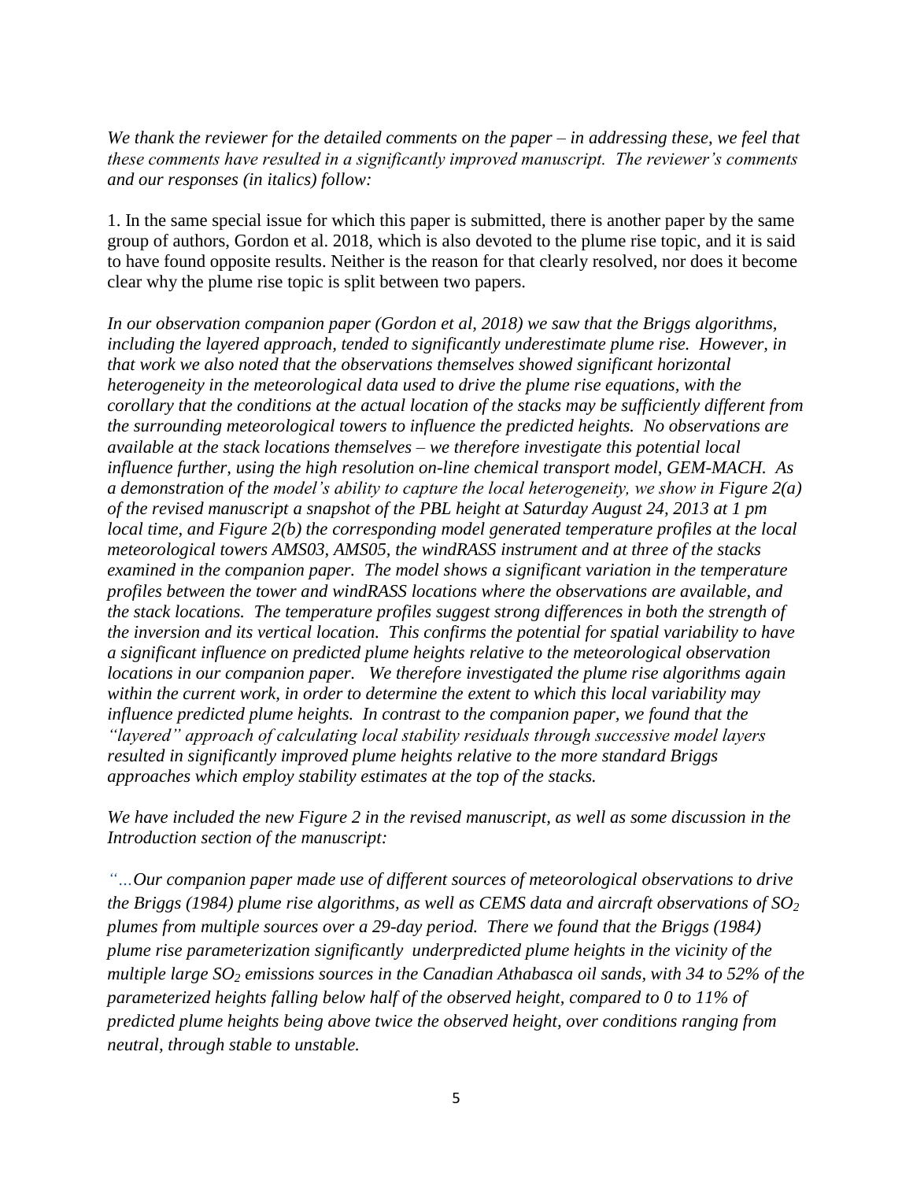*We thank the reviewer for the detailed comments on the paper – in addressing these, we feel that these comments have resulted in a significantly improved manuscript. The reviewer's comments and our responses (in italics) follow:*

1. In the same special issue for which this paper is submitted, there is another paper by the same group of authors, Gordon et al. 2018, which is also devoted to the plume rise topic, and it is said to have found opposite results. Neither is the reason for that clearly resolved, nor does it become clear why the plume rise topic is split between two papers.

*In our observation companion paper (Gordon et al, 2018) we saw that the Briggs algorithms, including the layered approach, tended to significantly underestimate plume rise. However, in that work we also noted that the observations themselves showed significant horizontal heterogeneity in the meteorological data used to drive the plume rise equations, with the corollary that the conditions at the actual location of the stacks may be sufficiently different from the surrounding meteorological towers to influence the predicted heights. No observations are available at the stack locations themselves – we therefore investigate this potential local influence further, using the high resolution on-line chemical transport model, GEM-MACH. As a demonstration of the model's ability to capture the local heterogeneity, we show in Figure 2(a) of the revised manuscript a snapshot of the PBL height at Saturday August 24, 2013 at 1 pm local time, and Figure 2(b) the corresponding model generated temperature profiles at the local meteorological towers AMS03, AMS05, the windRASS instrument and at three of the stacks examined in the companion paper. The model shows a significant variation in the temperature profiles between the tower and windRASS locations where the observations are available, and the stack locations. The temperature profiles suggest strong differences in both the strength of the inversion and its vertical location. This confirms the potential for spatial variability to have a significant influence on predicted plume heights relative to the meteorological observation locations in our companion paper. We therefore investigated the plume rise algorithms again within the current work, in order to determine the extent to which this local variability may influence predicted plume heights. In contrast to the companion paper, we found that the "layered" approach of calculating local stability residuals through successive model layers resulted in significantly improved plume heights relative to the more standard Briggs approaches which employ stability estimates at the top of the stacks.*

*We have included the new Figure 2 in the revised manuscript, as well as some discussion in the Introduction section of the manuscript:*

*"...Our companion paper made use of different sources of meteorological observations to drive the Briggs (1984) plume rise algorithms, as well as CEMS data and aircraft observations of $SO_2$ plumes from multiple sources over a 29-day period. There we found that the Briggs (1984) plume rise parameterization significantly underpredicted plume heights in the vicinity of the multiple large $SO_2$ emissions sources in the Canadian Athabasca oil sands, with 34 to 52% of the parameterized heights falling below half of the observed height, compared to 0 to 11% of predicted plume heights being above twice the observed height, over conditions ranging from neutral, through stable to unstable.*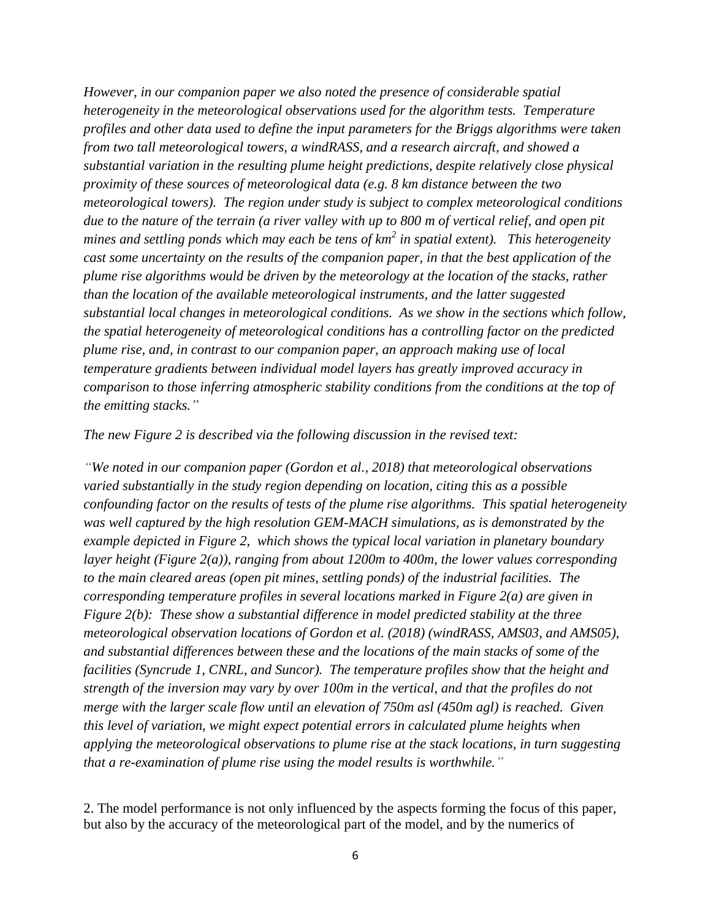*However, in our companion paper we also noted the presence of considerable spatial heterogeneity in the meteorological observations used for the algorithm tests. Temperature profiles and other data used to define the input parameters for the Briggs algorithms were taken from two tall meteorological towers, a windRASS, and a research aircraft, and showed a substantial variation in the resulting plume height predictions, despite relatively close physical proximity of these sources of meteorological data (e.g. 8 km distance between the two meteorological towers). The region under study is subject to complex meteorological conditions due to the nature of the terrain (a river valley with up to 800 m of vertical relief, and open pit mines and settling ponds which may each be tens of $km^2$ in spatial extent). This heterogeneity cast some uncertainty on the results of the companion paper, in that the best application of the plume rise algorithms would be driven by the meteorology at the location of the stacks, rather than the location of the available meteorological instruments, and the latter suggested substantial local changes in meteorological conditions. As we show in the sections which follow, the spatial heterogeneity of meteorological conditions has a controlling factor on the predicted plume rise, and, in contrast to our companion paper, an approach making use of local temperature gradients between individual model layers has greatly improved accuracy in comparison to those inferring atmospheric stability conditions from the conditions at the top of the emitting stacks."*

*The new Figure 2 is described via the following discussion in the revised text:*

*"We noted in our companion paper (Gordon et al., 2018) that meteorological observations varied substantially in the study region depending on location, citing this as a possible confounding factor on the results of tests of the plume rise algorithms. This spatial heterogeneity was well captured by the high resolution GEM-MACH simulations, as is demonstrated by the example depicted in Figure 2, which shows the typical local variation in planetary boundary layer height (Figure 2(a)), ranging from about 1200m to 400m, the lower values corresponding to the main cleared areas (open pit mines, settling ponds) of the industrial facilities. The corresponding temperature profiles in several locations marked in Figure 2(a) are given in Figure 2(b): These show a substantial difference in model predicted stability at the three meteorological observation locations of Gordon et al. (2018) (windRASS, AMS03, and AMS05), and substantial differences between these and the locations of the main stacks of some of the facilities (Syncrude 1, CNRL, and Suncor). The temperature profiles show that the height and strength of the inversion may vary by over 100m in the vertical, and that the profiles do not merge with the larger scale flow until an elevation of 750m asl (450m agl) is reached. Given this level of variation, we might expect potential errors in calculated plume heights when applying the meteorological observations to plume rise at the stack locations, in turn suggesting that a re-examination of plume rise using the model results is worthwhile."*

2. The model performance is not only influenced by the aspects forming the focus of this paper, but also by the accuracy of the meteorological part of the model, and by the numerics of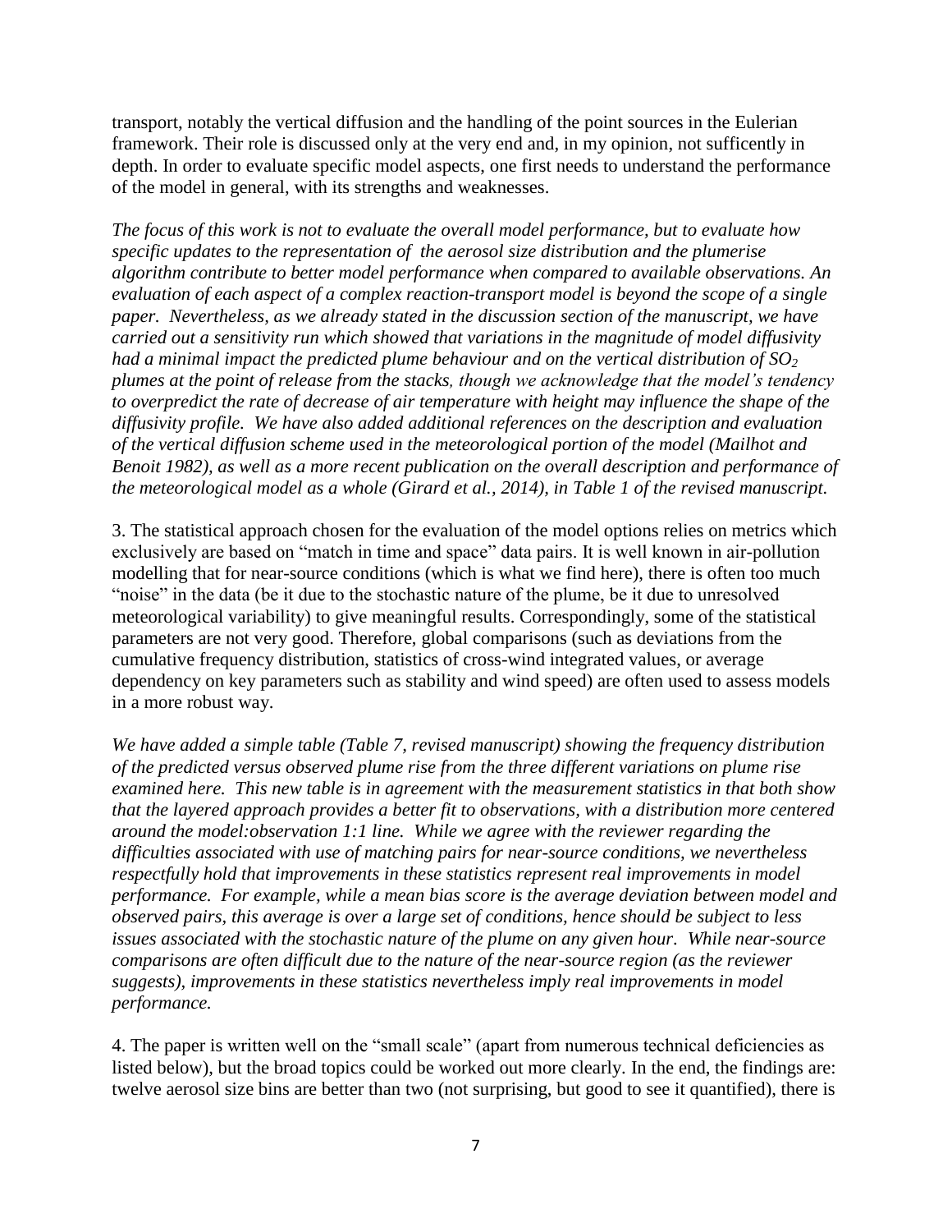transport, notably the vertical diffusion and the handling of the point sources in the Eulerian framework. Their role is discussed only at the very end and, in my opinion, not sufficently in depth. In order to evaluate specific model aspects, one first needs to understand the performance of the model in general, with its strengths and weaknesses.

*The focus of this work is not to evaluate the overall model performance, but to evaluate how specific updates to the representation of the aerosol size distribution and the plumerise algorithm contribute to better model performance when compared to available observations. An evaluation of each aspect of a complex reaction-transport model is beyond the scope of a single paper. Nevertheless, as we already stated in the discussion section of the manuscript, we have carried out a sensitivity run which showed that variations in the magnitude of model diffusivity had a minimal impact the predicted plume behaviour and on the vertical distribution of $SO_2$ plumes at the point of release from the stacks, though we acknowledge that the model's tendency to overpredict the rate of decrease of air temperature with height may influence the shape of the diffusivity profile. We have also added additional references on the description and evaluation of the vertical diffusion scheme used in the meteorological portion of the model (Mailhot and Benoit 1982), as well as a more recent publication on the overall description and performance of the meteorological model as a whole (Girard et al., 2014), in Table 1 of the revised manuscript.*

3. The statistical approach chosen for the evaluation of the model options relies on metrics which exclusively are based on "match in time and space" data pairs. It is well known in air-pollution modelling that for near-source conditions (which is what we find here), there is often too much "noise" in the data (be it due to the stochastic nature of the plume, be it due to unresolved meteorological variability) to give meaningful results. Correspondingly, some of the statistical parameters are not very good. Therefore, global comparisons (such as deviations from the cumulative frequency distribution, statistics of cross-wind integrated values, or average dependency on key parameters such as stability and wind speed) are often used to assess models in a more robust way.

*We have added a simple table (Table 7, revised manuscript) showing the frequency distribution of the predicted versus observed plume rise from the three different variations on plume rise examined here. This new table is in agreement with the measurement statistics in that both show that the layered approach provides a better fit to observations, with a distribution more centered around the model:observation 1:1 line. While we agree with the reviewer regarding the difficulties associated with use of matching pairs for near-source conditions, we nevertheless respectfully hold that improvements in these statistics represent real improvements in model performance. For example, while a mean bias score is the average deviation between model and observed pairs, this average is over a large set of conditions, hence should be subject to less issues associated with the stochastic nature of the plume on any given hour. While near-source comparisons are often difficult due to the nature of the near-source region (as the reviewer suggests), improvements in these statistics nevertheless imply real improvements in model performance.*

4. The paper is written well on the "small scale" (apart from numerous technical deficiencies as listed below), but the broad topics could be worked out more clearly. In the end, the findings are: twelve aerosol size bins are better than two (not surprising, but good to see it quantified), there is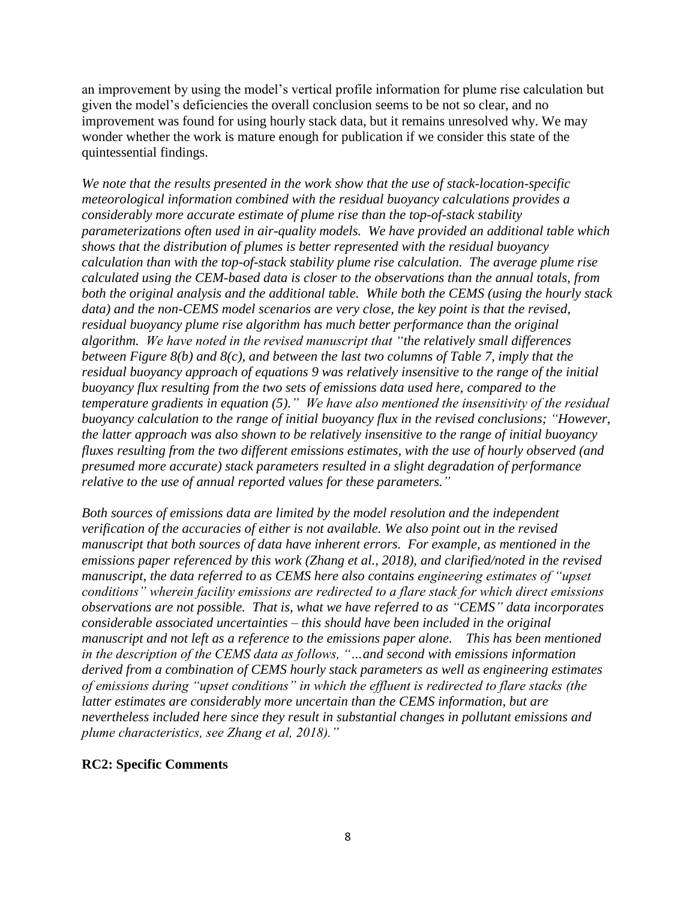an improvement by using the model's vertical profile information for plume rise calculation but given the model's deficiencies the overall conclusion seems to be not so clear, and no improvement was found for using hourly stack data, but it remains unresolved why. We may wonder whether the work is mature enough for publication if we consider this state of the quintessential findings.

*We note that the results presented in the work show that the use of stack-location-specific meteorological information combined with the residual buoyancy calculations provides a considerably more accurate estimate of plume rise than the top-of-stack stability parameterizations often used in air-quality models. We have provided an additional table which shows that the distribution of plumes is better represented with the residual buoyancy calculation than with the top-of-stack stability plume rise calculation. The average plume rise calculated using the CEM-based data is closer to the observations than the annual totals, from both the original analysis and the additional table. While both the CEMS (using the hourly stack data) and the non-CEMS model scenarios are very close, the key point is that the revised, residual buoyancy plume rise algorithm has much better performance than the original algorithm. We have noted in the revised manuscript that "the relatively small differences between Figure 8(b) and 8(c), and between the last two columns of Table 7, imply that the residual buoyancy approach of equations 9 was relatively insensitive to the range of the initial buoyancy flux resulting from the two sets of emissions data used here, compared to the temperature gradients in equation (5)." We have also mentioned the insensitivity of the residual buoyancy calculation to the range of initial buoyancy flux in the revised conclusions; "However, the latter approach was also shown to be relatively insensitive to the range of initial buoyancy fluxes resulting from the two different emissions estimates, with the use of hourly observed (and presumed more accurate) stack parameters resulted in a slight degradation of performance relative to the use of annual reported values for these parameters."*

*Both sources of emissions data are limited by the model resolution and the independent verification of the accuracies of either is not available. We also point out in the revised manuscript that both sources of data have inherent errors. For example, as mentioned in the emissions paper referenced by this work (Zhang et al., 2018), and clarified/noted in the revised manuscript, the data referred to as CEMS here also contains engineering estimates of "upset conditions" wherein facility emissions are redirected to a flare stack for which direct emissions observations are not possible. That is, what we have referred to as "CEMS" data incorporates considerable associated uncertainties – this should have been included in the original manuscript and not left as a reference to the emissions paper alone. This has been mentioned in the description of the CEMS data as follows, "…and second with emissions information derived from a combination of CEMS hourly stack parameters as well as engineering estimates of emissions during "upset conditions" in which the effluent is redirected to flare stacks (the latter estimates are considerably more uncertain than the CEMS information, but are nevertheless included here since they result in substantial changes in pollutant emissions and plume characteristics, see Zhang et al, 2018)."*

**RC2: Specific Comments**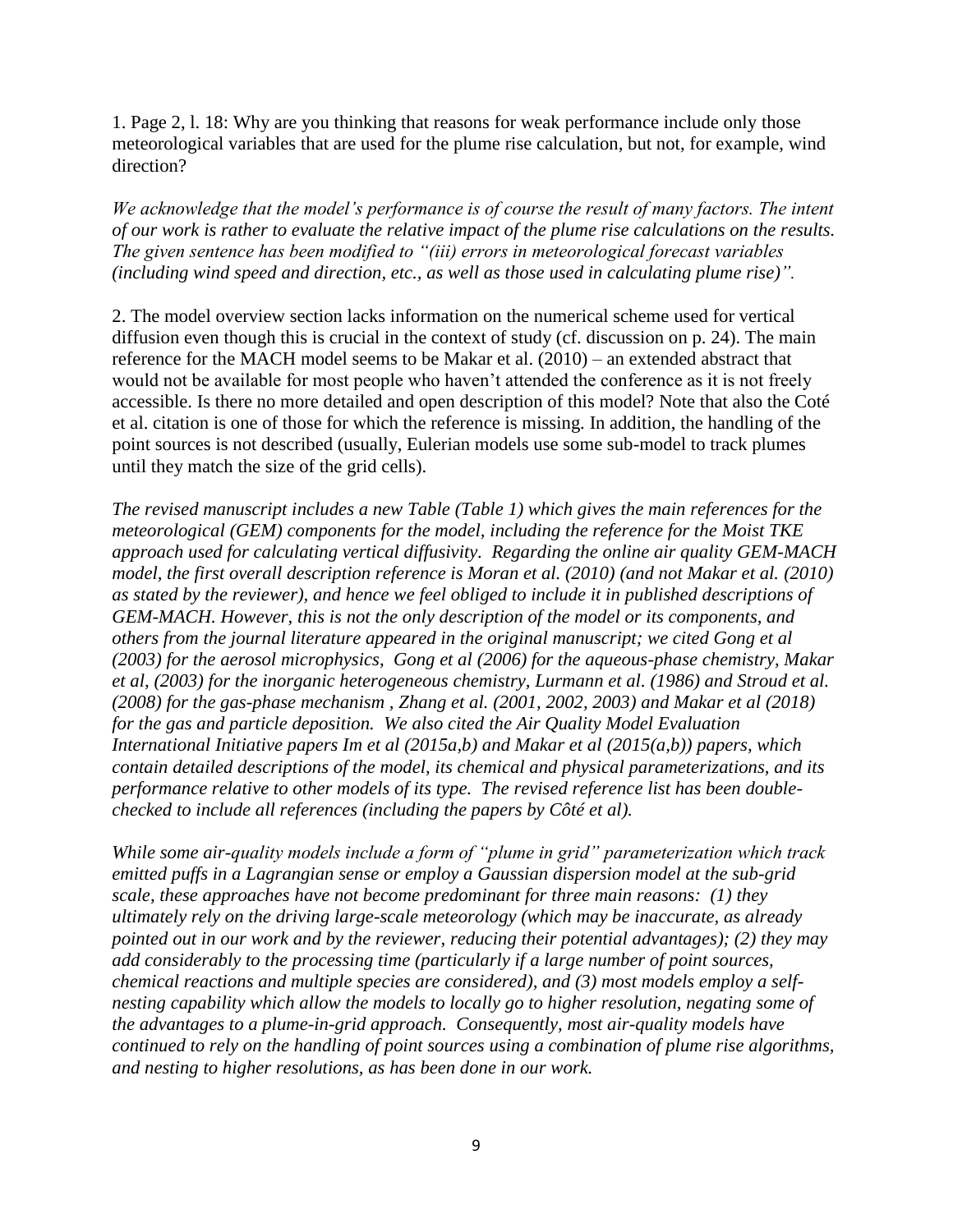1. Page 2, l. 18: Why are you thinking that reasons for weak performance include only those meteorological variables that are used for the plume rise calculation, but not, for example, wind direction?

*We acknowledge that the model's performance is of course the result of many factors. The intent of our work is rather to evaluate the relative impact of the plume rise calculations on the results. The given sentence has been modified to "(iii) errors in meteorological forecast variables (including wind speed and direction, etc., as well as those used in calculating plume rise)".*

2. The model overview section lacks information on the numerical scheme used for vertical diffusion even though this is crucial in the context of study (cf. discussion on p. 24). The main reference for the MACH model seems to be Makar et al. (2010) – an extended abstract that would not be available for most people who haven't attended the conference as it is not freely accessible. Is there no more detailed and open description of this model? Note that also the Coté et al. citation is one of those for which the reference is missing. In addition, the handling of the point sources is not described (usually, Eulerian models use some sub-model to track plumes until they match the size of the grid cells).

*The revised manuscript includes a new Table (Table 1) which gives the main references for the meteorological (GEM) components for the model, including the reference for the Moist TKE approach used for calculating vertical diffusivity. Regarding the online air quality GEM-MACH model, the first overall description reference is Moran et al. (2010) (and not Makar et al. (2010) as stated by the reviewer), and hence we feel obliged to include it in published descriptions of GEM-MACH. However, this is not the only description of the model or its components, and others from the journal literature appeared in the original manuscript; we cited Gong et al (2003) for the aerosol microphysics, Gong et al (2006) for the aqueous-phase chemistry, Makar et al, (2003) for the inorganic heterogeneous chemistry, Lurmann et al. (1986) and Stroud et al. (2008) for the gas-phase mechanism , Zhang et al. (2001, 2002, 2003) and Makar et al (2018) for the gas and particle deposition. We also cited the Air Quality Model Evaluation International Initiative papers Im et al (2015a,b) and Makar et al (2015(a,b)) papers, which contain detailed descriptions of the model, its chemical and physical parameterizations, and its performance relative to other models of its type. The revised reference list has been double-checked to include all references (including the papers by Côté et al).*

*While some air-quality models include a form of "plume in grid" parameterization which track emitted puffs in a Lagrangian sense or employ a Gaussian dispersion model at the sub-grid scale, these approaches have not become predominant for three main reasons: (1) they ultimately rely on the driving large-scale meteorology (which may be inaccurate, as already pointed out in our work and by the reviewer, reducing their potential advantages); (2) they may add considerably to the processing time (particularly if a large number of point sources, chemical reactions and multiple species are considered), and (3) most models employ a self-nesting capability which allow the models to locally go to higher resolution, negating some of the advantages to a plume-in-grid approach. Consequently, most air-quality models have continued to rely on the handling of point sources using a combination of plume rise algorithms, and nesting to higher resolutions, as has been done in our work.*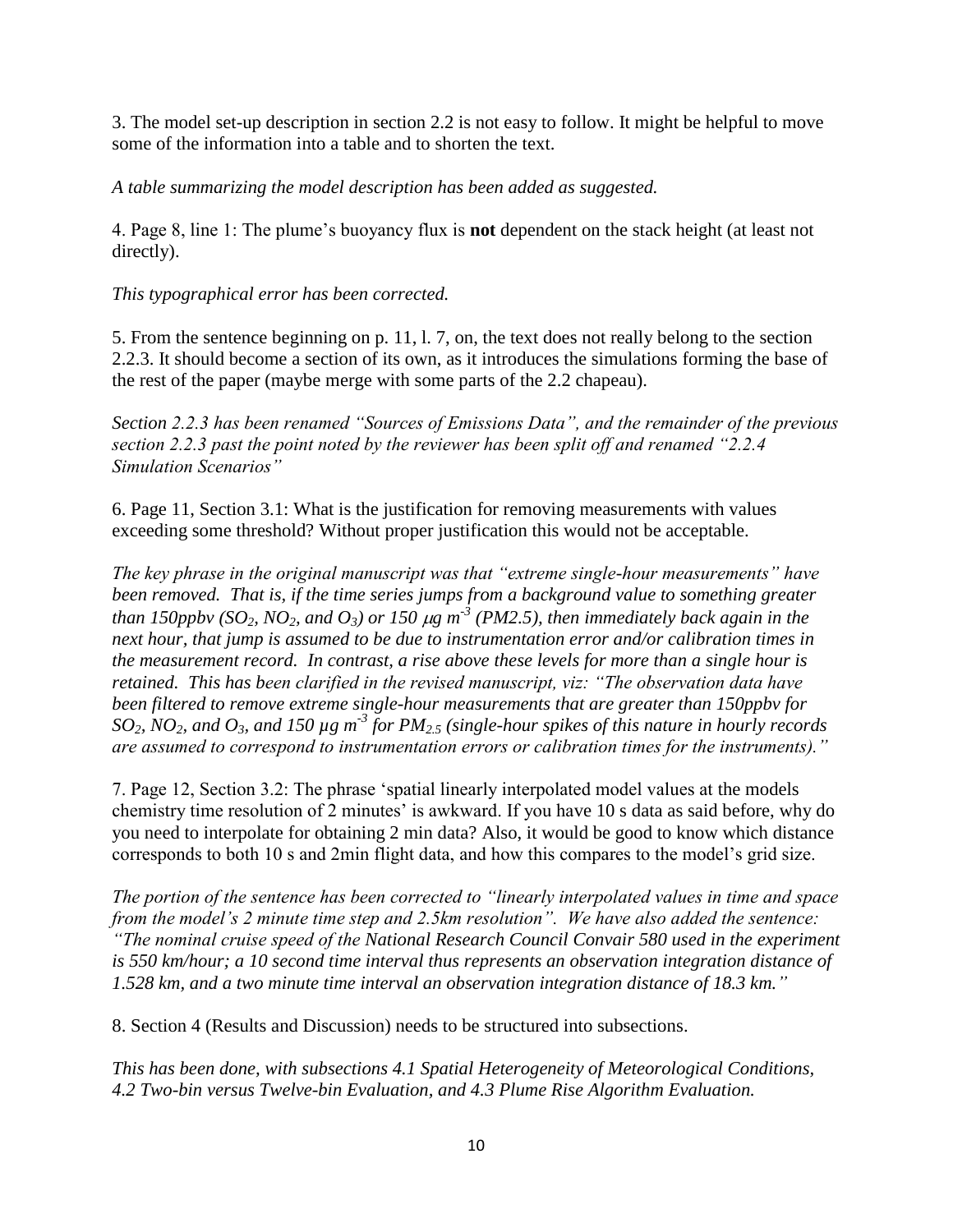3. The model set-up description in section 2.2 is not easy to follow. It might be helpful to move some of the information into a table and to shorten the text.

*A table summarizing the model description has been added as suggested.*

4. Page 8, line 1: The plume's buoyancy flux is **not** dependent on the stack height (at least not directly).

*This typographical error has been corrected.*

5. From the sentence beginning on p. 11, l. 7, on, the text does not really belong to the section 2.2.3. It should become a section of its own, as it introduces the simulations forming the base of the rest of the paper (maybe merge with some parts of the 2.2 chapeau).

*Section 2.2.3 has been renamed "Sources of Emissions Data", and the remainder of the previous section 2.2.3 past the point noted by the reviewer has been split off and renamed "2.2.4 Simulation Scenarios"*

6. Page 11, Section 3.1: What is the justification for removing measurements with values exceeding some threshold? Without proper justification this would not be acceptable.

*The key phrase in the original manuscript was that "extreme single-hour measurements" have been removed. That is, if the time series jumps from a background value to something greater than 150ppbv ($SO_2$, $NO_2$, and $O_3$) or 150 $\mu g\ m^{-3}$ (PM2.5), then immediately back again in the next hour, that jump is assumed to be due to instrumentation error and/or calibration times in the measurement record. In contrast, a rise above these levels for more than a single hour is retained. This has been clarified in the revised manuscript, viz: "The observation data have been filtered to remove extreme single-hour measurements that are greater than 150ppbv for $SO_2$, $NO_2$, and $O_3$, and 150 $\mu g\ m^{-3}$ for $PM_{2.5}$ (single-hour spikes of this nature in hourly records are assumed to correspond to instrumentation errors or calibration times for the instruments)."*

7. Page 12, Section 3.2: The phrase 'spatial linearly interpolated model values at the models chemistry time resolution of 2 minutes' is awkward. If you have 10 s data as said before, why do you need to interpolate for obtaining 2 min data? Also, it would be good to know which distance corresponds to both 10 s and 2min flight data, and how this compares to the model's grid size.

*The portion of the sentence has been corrected to "linearly interpolated values in time and space from the model's 2 minute time step and 2.5km resolution". We have also added the sentence: "The nominal cruise speed of the National Research Council Convair 580 used in the experiment is 550 km/hour; a 10 second time interval thus represents an observation integration distance of 1.528 km, and a two minute time interval an observation integration distance of 18.3 km."*

8. Section 4 (Results and Discussion) needs to be structured into subsections.

*This has been done, with subsections 4.1 Spatial Heterogeneity of Meteorological Conditions, 4.2 Two-bin versus Twelve-bin Evaluation, and 4.3 Plume Rise Algorithm Evaluation.*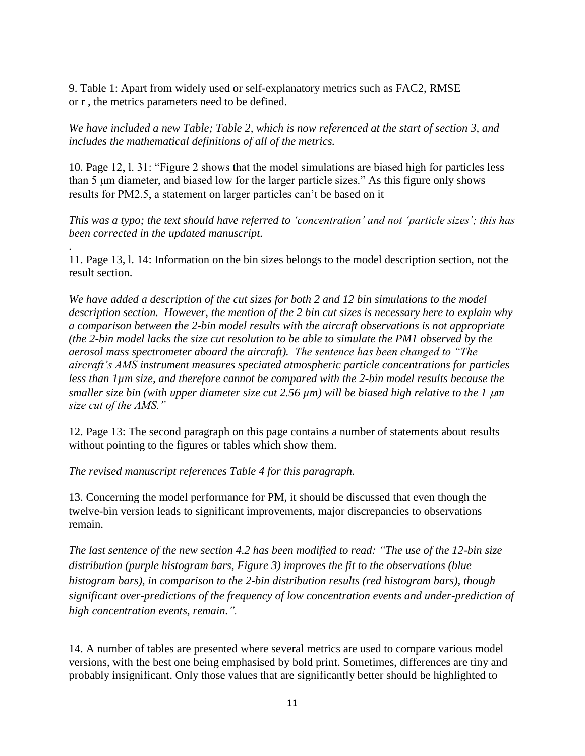9. Table 1: Apart from widely used or self-explanatory metrics such as FAC2, RMSE or r , the metrics parameters need to be defined.

*We have included a new Table; Table 2, which is now referenced at the start of section 3, and includes the mathematical definitions of all of the metrics.*

10. Page 12, l. 31: "Figure 2 shows that the model simulations are biased high for particles less than 5 μm diameter, and biased low for the larger particle sizes." As this figure only shows results for PM2.5, a statement on larger particles can't be based on it

*This was a typo; the text should have referred to 'concentration' and not 'particle sizes'; this has been corrected in the updated manuscript.*

.

11. Page 13, l. 14: Information on the bin sizes belongs to the model description section, not the result section.

*We have added a description of the cut sizes for both 2 and 12 bin simulations to the model description section. However, the mention of the 2 bin cut sizes is necessary here to explain why a comparison between the 2-bin model results with the aircraft observations is not appropriate (the 2-bin model lacks the size cut resolution to be able to simulate the PM1 observed by the aerosol mass spectrometer aboard the aircraft). The sentence has been changed to "The aircraft's AMS instrument measures speciated atmospheric particle concentrations for particles less than 1µm size, and therefore cannot be compared with the 2-bin model results because the smaller size bin (with upper diameter size cut 2.56 µm) will be biased high relative to the 1 µm size cut of the AMS."*

12. Page 13: The second paragraph on this page contains a number of statements about results without pointing to the figures or tables which show them.

*The revised manuscript references Table 4 for this paragraph.*

13. Concerning the model performance for PM, it should be discussed that even though the twelve-bin version leads to significant improvements, major discrepancies to observations remain.

*The last sentence of the new section 4.2 has been modified to read: "The use of the 12-bin size distribution (purple histogram bars, Figure 3) improves the fit to the observations (blue histogram bars), in comparison to the 2-bin distribution results (red histogram bars), though significant over-predictions of the frequency of low concentration events and under-prediction of high concentration events, remain.".*

14. A number of tables are presented where several metrics are used to compare various model versions, with the best one being emphasised by bold print. Sometimes, differences are tiny and probably insignificant. Only those values that are significantly better should be highlighted to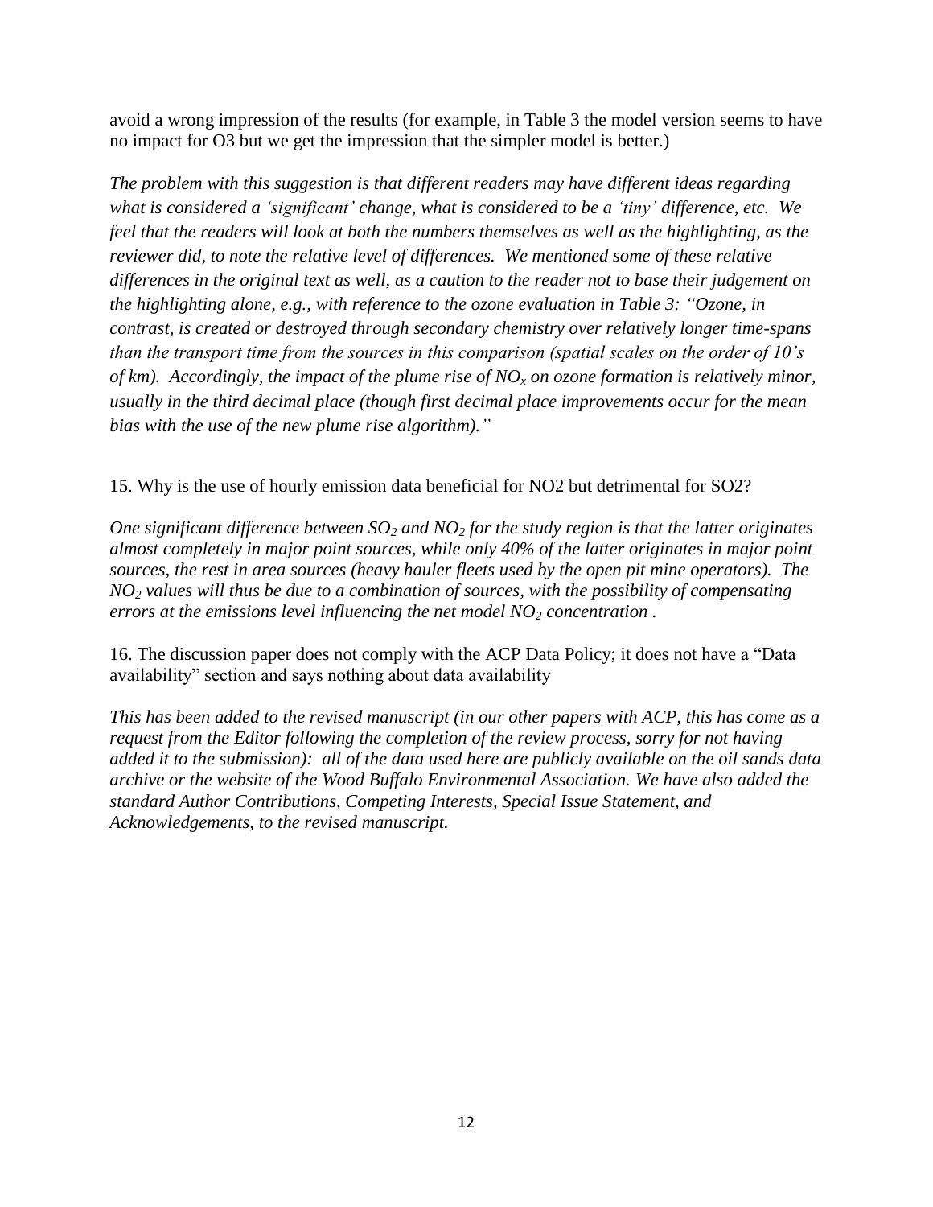avoid a wrong impression of the results (for example, in Table 3 the model version seems to have no impact for O3 but we get the impression that the simpler model is better.)

*The problem with this suggestion is that different readers may have different ideas regarding what is considered a 'significant' change, what is considered to be a 'tiny' difference, etc. We feel that the readers will look at both the numbers themselves as well as the highlighting, as the reviewer did, to note the relative level of differences. We mentioned some of these relative differences in the original text as well, as a caution to the reader not to base their judgement on the highlighting alone, e.g., with reference to the ozone evaluation in Table 3: "Ozone, in contrast, is created or destroyed through secondary chemistry over relatively longer time-spans than the transport time from the sources in this comparison (spatial scales on the order of 10's of km). Accordingly, the impact of the plume rise of $NO_x$ on ozone formation is relatively minor, usually in the third decimal place (though first decimal place improvements occur for the mean bias with the use of the new plume rise algorithm)."*

15. Why is the use of hourly emission data beneficial for NO2 but detrimental for SO2?

*One significant difference between $SO_2$ and $NO_2$ for the study region is that the latter originates almost completely in major point sources, while only 40% of the latter originates in major point sources, the rest in area sources (heavy hauler fleets used by the open pit mine operators). The $NO_2$ values will thus be due to a combination of sources, with the possibility of compensating errors at the emissions level influencing the net model $NO_2$ concentration .*

16. The discussion paper does not comply with the ACP Data Policy; it does not have a "Data availability" section and says nothing about data availability

*This has been added to the revised manuscript (in our other papers with ACP, this has come as a request from the Editor following the completion of the review process, sorry for not having added it to the submission): all of the data used here are publicly available on the oil sands data archive or the website of the Wood Buffalo Environmental Association. We have also added the standard Author Contributions, Competing Interests, Special Issue Statement, and Acknowledgements, to the revised manuscript.*